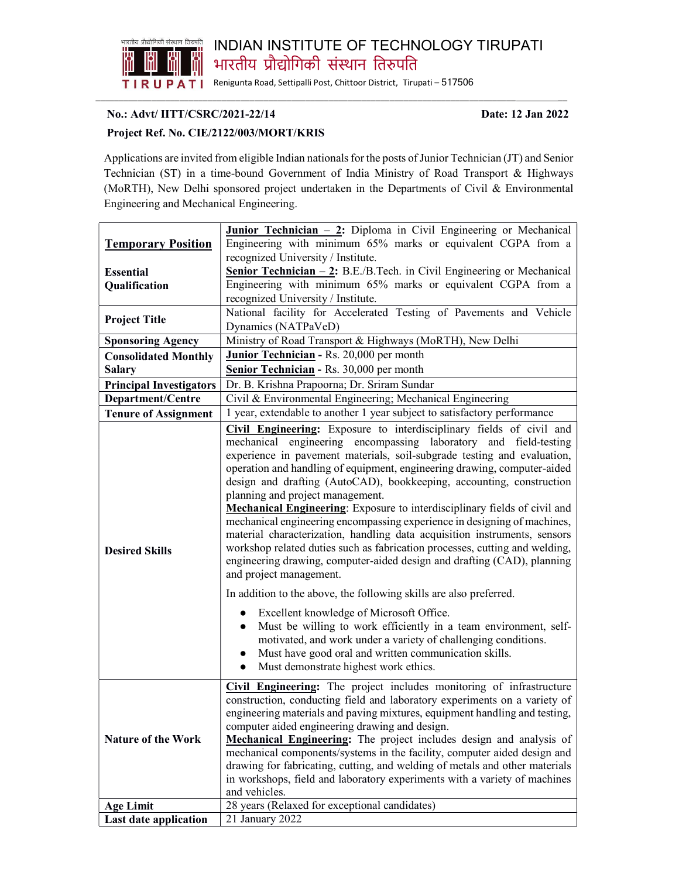# INDIAN INSTITUTE OF TECHNOLOGY TIRUPATI

# भारतीय प्रौद्योगिकी संस्थान तिरुपति

Renigunta Road, Settipalli Post, Chittoor District, Tirupati – 517506

**No.: Advt/ IITT/CSRC/2021-22/14** **Date: 12 Jan 2022**

**Project Ref. No. CIE/2122/003/MORT/KRIS**

Applications are invited from eligible Indian nationals for the posts of Junior Technician (JT) and Senior Technician (ST) in a time-bound Government of India Ministry of Road Transport & Highways (MoRTH), New Delhi sponsored project undertaken in the Departments of Civil & Environmental Engineering and Mechanical Engineering.

| | |
|---|---|
| **Temporary Position**<br><br>**Essential Qualification** | **Junior Technician – 2:** Diploma in Civil Engineering or Mechanical Engineering with minimum 65% marks or equivalent CGPA from a recognized University / Institute.<br>**Senior Technician – 2:** B.E./B.Tech. in Civil Engineering or Mechanical Engineering with minimum 65% marks or equivalent CGPA from a recognized University / Institute. |
| **Project Title** | National facility for Accelerated Testing of Pavements and Vehicle Dynamics (NATPaVeD) |
| **Sponsoring Agency** | Ministry of Road Transport & Highways (MoRTH), New Delhi |
| **Consolidated Monthly Salary** | **Junior Technician** - Rs. 20,000 per month<br>**Senior Technician** - Rs. 30,000 per month |
| **Principal Investigators** | Dr. B. Krishna Prapoorna; Dr. Sriram Sundar |
| **Department/Centre** | Civil & Environmental Engineering; Mechanical Engineering |
| **Tenure of Assignment** | 1 year, extendable to another 1 year subject to satisfactory performance |
| **Desired Skills** | **Civil Engineering:** Exposure to interdisciplinary fields of civil and mechanical engineering encompassing laboratory and field-testing experience in pavement materials, soil-subgrade testing and evaluation, operation and handling of equipment, engineering drawing, computer-aided design and drafting (AutoCAD), bookkeeping, accounting, construction planning and project management.<br>**Mechanical Engineering**: Exposure to interdisciplinary fields of civil and mechanical engineering encompassing experience in designing of machines, material characterization, handling data acquisition instruments, sensors workshop related duties such as fabrication processes, cutting and welding, engineering drawing, computer-aided design and drafting (CAD), planning and project management.<br><br>In addition to the above, the following skills are also preferred.<br>● Excellent knowledge of Microsoft Office.<br>● Must be willing to work efficiently in a team environment, self-motivated, and work under a variety of challenging conditions.<br>● Must have good oral and written communication skills.<br>● Must demonstrate highest work ethics. |
| **Nature of the Work** | **Civil Engineering:** The project includes monitoring of infrastructure construction, conducting field and laboratory experiments on a variety of engineering materials and paving mixtures, equipment handling and testing, computer aided engineering drawing and design.<br>**Mechanical Engineering:** The project includes design and analysis of mechanical components/systems in the facility, computer aided design and drawing for fabricating, cutting, and welding of metals and other materials in workshops, field and laboratory experiments with a variety of machines and vehicles. |
| **Age Limit** | 28 years (Relaxed for exceptional candidates) |
| **Last date application** | 21 January 2022 |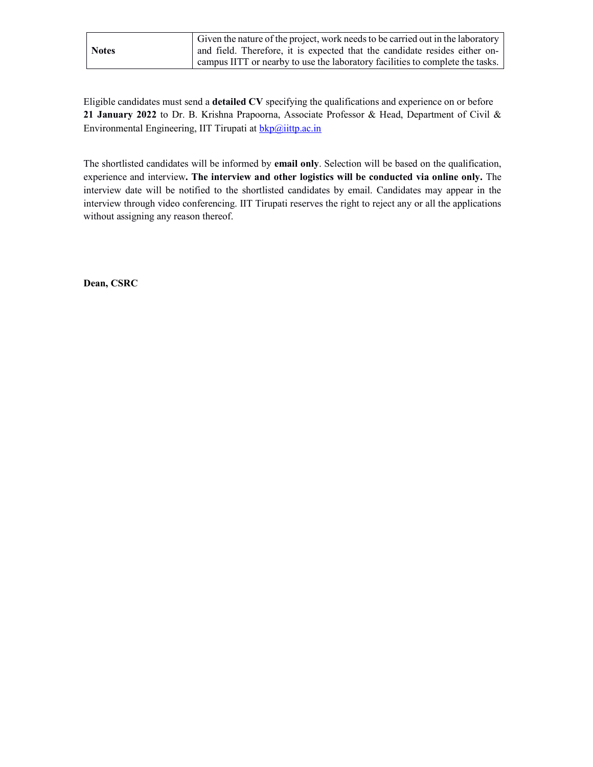| | |
|---|---|
| **Notes** | Given the nature of the project, work needs to be carried out in the laboratory and field. Therefore, it is expected that the candidate resides either on-campus IITT or nearby to use the laboratory facilities to complete the tasks. |

Eligible candidates must send a **detailed CV** specifying the qualifications and experience on or before **21 January 2022** to Dr. B. Krishna Prapoorna, Associate Professor & Head, Department of Civil & Environmental Engineering, IIT Tirupati at bkp@iittp.ac.in

The shortlisted candidates will be informed by **email only**. Selection will be based on the qualification, experience and interview**. The interview and other logistics will be conducted via online only.** The interview date will be notified to the shortlisted candidates by email. Candidates may appear in the interview through video conferencing. IIT Tirupati reserves the right to reject any or all the applications without assigning any reason thereof.

**Dean, CSRC**